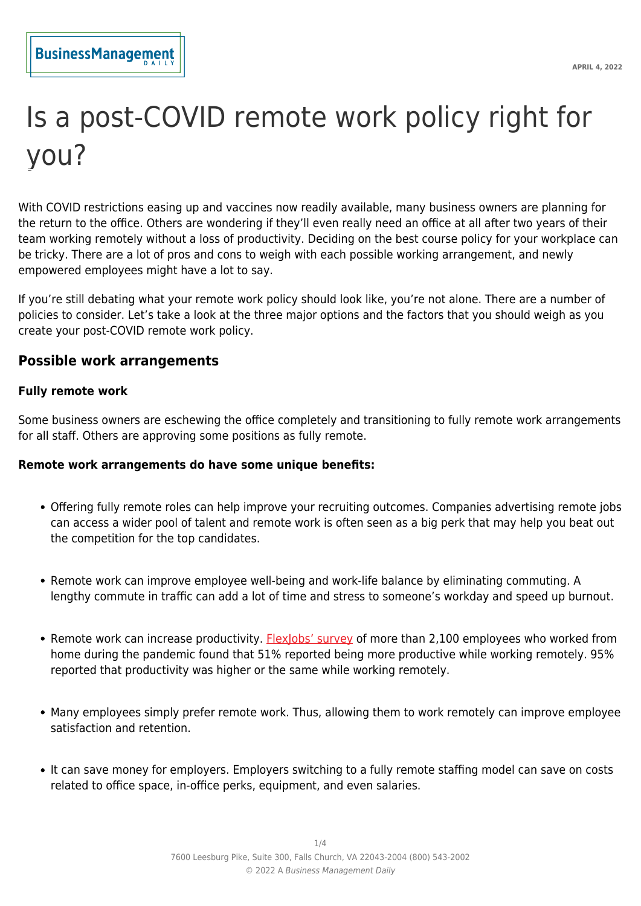# Is a post-COVID remote work policy right for you?

With COVID restrictions easing up and vaccines now readily available, many business owners are planning for the return to the office. Others are wondering if they'll even really need an office at all after two years of their team working remotely without a loss of productivity. Deciding on the best course policy for your workplace can be tricky. There are a lot of pros and cons to weigh with each possible working arrangement, and newly empowered employees might have a lot to say.

If you're still debating what your remote work policy should look like, you're not alone. There are a number of policies to consider. Let's take a look at the three major options and the factors that you should weigh as you create your post-COVID remote work policy.

## Possible work arrangements

### Fully remote work

Some business owners are eschewing the office completely and transitioning to fully remote work arrangements for all staff. Others are approving some positions as fully remote.

**Remote work arrangements do have some unique benefits:**

- Offering fully remote roles can help improve your recruiting outcomes. Companies advertising remote jobs can access a wider pool of talent and remote work is often seen as a big perk that may help you beat out the competition for the top candidates.
- Remote work can improve employee well-being and work-life balance by eliminating commuting. A lengthy commute in traffic can add a lot of time and stress to someone's workday and speed up burnout.
- Remote work can increase productivity. FlexJobs' survey of more than 2,100 employees who worked from home during the pandemic found that 51% reported being more productive while working remotely. 95% reported that productivity was higher or the same while working remotely.
- Many employees simply prefer remote work. Thus, allowing them to work remotely can improve employee satisfaction and retention.
- It can save money for employers. Employers switching to a fully remote staffing model can save on costs related to office space, in-office perks, equipment, and even salaries.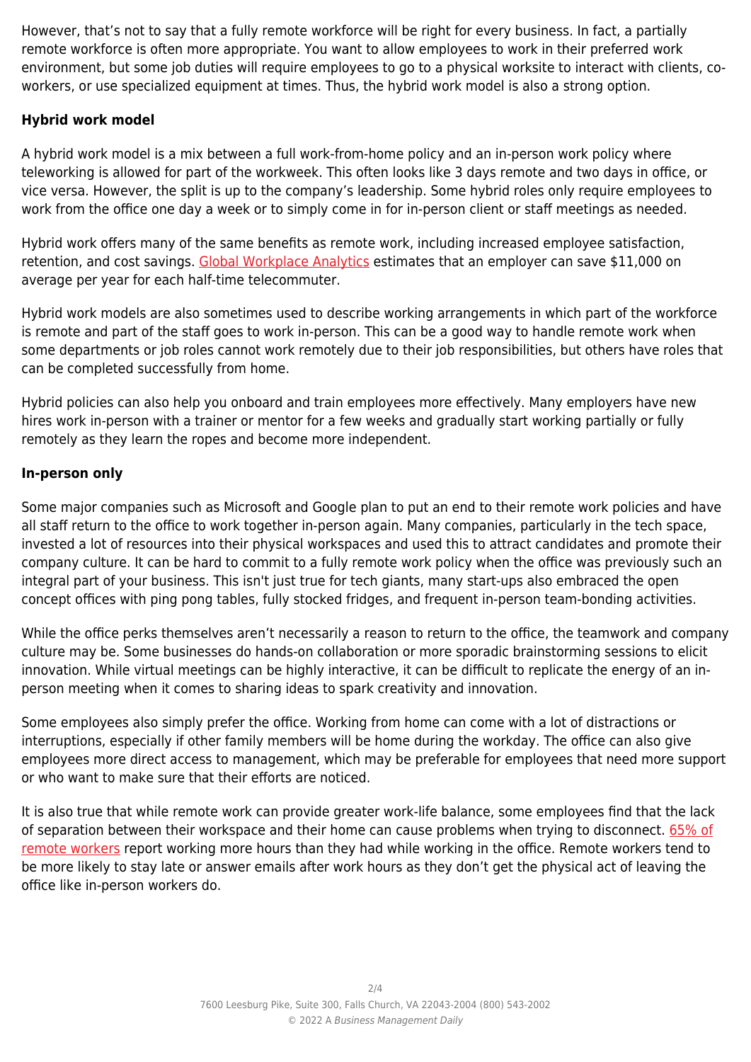However, that's not to say that a fully remote workforce will be right for every business. In fact, a partially remote workforce is often more appropriate. You want to allow employees to work in their preferred work environment, but some job duties will require employees to go to a physical worksite to interact with clients, co-workers, or use specialized equipment at times. Thus, the hybrid work model is also a strong option.

**Hybrid work model**

A hybrid work model is a mix between a full work-from-home policy and an in-person work policy where teleworking is allowed for part of the workweek. This often looks like 3 days remote and two days in office, or vice versa. However, the split is up to the company's leadership. Some hybrid roles only require employees to work from the office one day a week or to simply come in for in-person client or staff meetings as needed.

Hybrid work offers many of the same benefits as remote work, including increased employee satisfaction, retention, and cost savings. Global Workplace Analytics estimates that an employer can save $11,000 on average per year for each half-time telecommuter.

Hybrid work models are also sometimes used to describe working arrangements in which part of the workforce is remote and part of the staff goes to work in-person. This can be a good way to handle remote work when some departments or job roles cannot work remotely due to their job responsibilities, but others have roles that can be completed successfully from home.

Hybrid policies can also help you onboard and train employees more effectively. Many employers have new hires work in-person with a trainer or mentor for a few weeks and gradually start working partially or fully remotely as they learn the ropes and become more independent.

**In-person only**

Some major companies such as Microsoft and Google plan to put an end to their remote work policies and have all staff return to the office to work together in-person again. Many companies, particularly in the tech space, invested a lot of resources into their physical workspaces and used this to attract candidates and promote their company culture. It can be hard to commit to a fully remote work policy when the office was previously such an integral part of your business. This isn't just true for tech giants, many start-ups also embraced the open concept offices with ping pong tables, fully stocked fridges, and frequent in-person team-bonding activities.

While the office perks themselves aren't necessarily a reason to return to the office, the teamwork and company culture may be. Some businesses do hands-on collaboration or more sporadic brainstorming sessions to elicit innovation. While virtual meetings can be highly interactive, it can be difficult to replicate the energy of an in-person meeting when it comes to sharing ideas to spark creativity and innovation.

Some employees also simply prefer the office. Working from home can come with a lot of distractions or interruptions, especially if other family members will be home during the workday. The office can also give employees more direct access to management, which may be preferable for employees that need more support or who want to make sure that their efforts are noticed.

It is also true that while remote work can provide greater work-life balance, some employees find that the lack of separation between their workspace and their home can cause problems when trying to disconnect. 65% of remote workers report working more hours than they had while working in the office. Remote workers tend to be more likely to stay late or answer emails after work hours as they don't get the physical act of leaving the office like in-person workers do.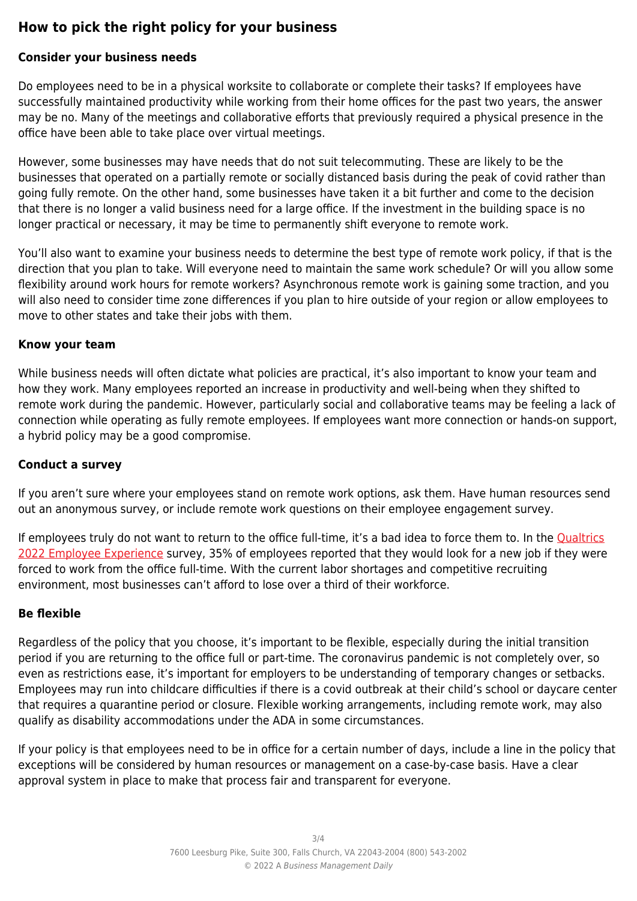## How to pick the right policy for your business

### Consider your business needs

Do employees need to be in a physical worksite to collaborate or complete their tasks? If employees have successfully maintained productivity while working from their home offices for the past two years, the answer may be no. Many of the meetings and collaborative efforts that previously required a physical presence in the office have been able to take place over virtual meetings.

However, some businesses may have needs that do not suit telecommuting. These are likely to be the businesses that operated on a partially remote or socially distanced basis during the peak of covid rather than going fully remote. On the other hand, some businesses have taken it a bit further and come to the decision that there is no longer a valid business need for a large office. If the investment in the building space is no longer practical or necessary, it may be time to permanently shift everyone to remote work.

You'll also want to examine your business needs to determine the best type of remote work policy, if that is the direction that you plan to take. Will everyone need to maintain the same work schedule? Or will you allow some flexibility around work hours for remote workers? Asynchronous remote work is gaining some traction, and you will also need to consider time zone differences if you plan to hire outside of your region or allow employees to move to other states and take their jobs with them.

### Know your team

While business needs will often dictate what policies are practical, it's also important to know your team and how they work. Many employees reported an increase in productivity and well-being when they shifted to remote work during the pandemic. However, particularly social and collaborative teams may be feeling a lack of connection while operating as fully remote employees. If employees want more connection or hands-on support, a hybrid policy may be a good compromise.

### Conduct a survey

If you aren't sure where your employees stand on remote work options, ask them. Have human resources send out an anonymous survey, or include remote work questions on their employee engagement survey.

If employees truly do not want to return to the office full-time, it's a bad idea to force them to. In the Qualtrics 2022 Employee Experience survey, 35% of employees reported that they would look for a new job if they were forced to work from the office full-time. With the current labor shortages and competitive recruiting environment, most businesses can't afford to lose over a third of their workforce.

### Be flexible

Regardless of the policy that you choose, it's important to be flexible, especially during the initial transition period if you are returning to the office full or part-time. The coronavirus pandemic is not completely over, so even as restrictions ease, it's important for employers to be understanding of temporary changes or setbacks. Employees may run into childcare difficulties if there is a covid outbreak at their child's school or daycare center that requires a quarantine period or closure. Flexible working arrangements, including remote work, may also qualify as disability accommodations under the ADA in some circumstances.

If your policy is that employees need to be in office for a certain number of days, include a line in the policy that exceptions will be considered by human resources or management on a case-by-case basis. Have a clear approval system in place to make that process fair and transparent for everyone.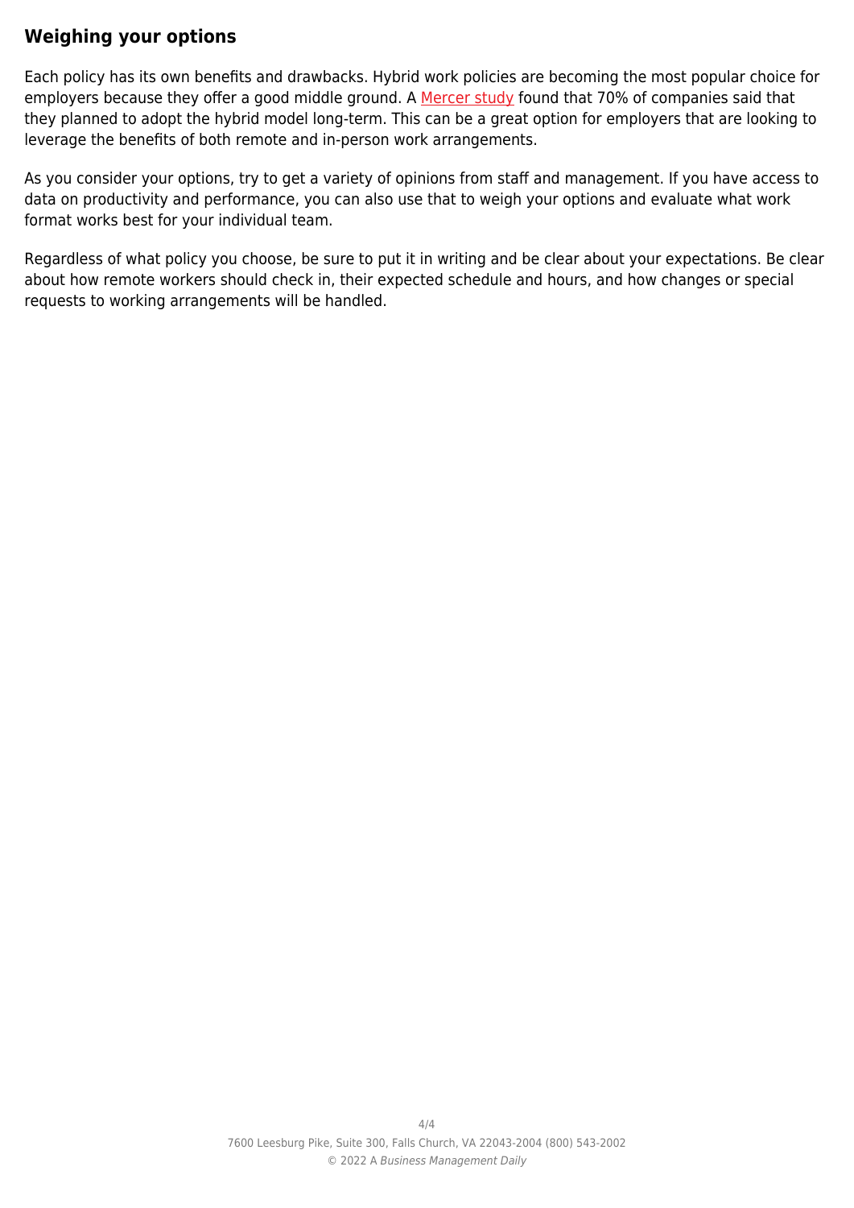## Weighing your options

Each policy has its own benefits and drawbacks. Hybrid work policies are becoming the most popular choice for employers because they offer a good middle ground. A Mercer study found that 70% of companies said that they planned to adopt the hybrid model long-term. This can be a great option for employers that are looking to leverage the benefits of both remote and in-person work arrangements.

As you consider your options, try to get a variety of opinions from staff and management. If you have access to data on productivity and performance, you can also use that to weigh your options and evaluate what work format works best for your individual team.

Regardless of what policy you choose, be sure to put it in writing and be clear about your expectations. Be clear about how remote workers should check in, their expected schedule and hours, and how changes or special requests to working arrangements will be handled.